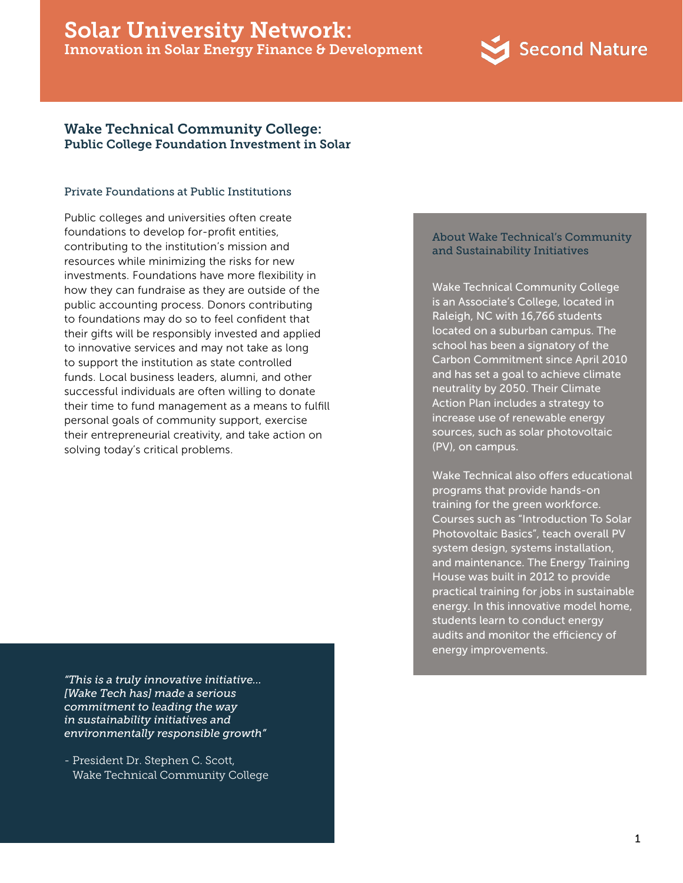# Solar University Network:
Innovation in Solar Energy Finance & Development

Second Nature

## Wake Technical Community College:
### Public College Foundation Investment in Solar

#### Private Foundations at Public Institutions

Public colleges and universities often create foundations to develop for-profit entities, contributing to the institution's mission and resources while minimizing the risks for new investments. Foundations have more flexibility in how they can fundraise as they are outside of the public accounting process. Donors contributing to foundations may do so to feel confident that their gifts will be responsibly invested and applied to innovative services and may not take as long to support the institution as state controlled funds. Local business leaders, alumni, and other successful individuals are often willing to donate their time to fund management as a means to fulfill personal goals of community support, exercise their entrepreneurial creativity, and take action on solving today's critical problems.

*"This is a truly innovative initiative... [Wake Tech has] made a serious commitment to leading the way in sustainability initiatives and environmentally responsible growth"*

- President Dr. Stephen C. Scott, Wake Technical Community College

#### About Wake Technical's Community and Sustainability Initiatives

Wake Technical Community College is an Associate's College, located in Raleigh, NC with 16,766 students located on a suburban campus. The school has been a signatory of the Carbon Commitment since April 2010 and has set a goal to achieve climate neutrality by 2050. Their Climate Action Plan includes a strategy to increase use of renewable energy sources, such as solar photovoltaic (PV), on campus.

Wake Technical also offers educational programs that provide hands-on training for the green workforce. Courses such as "Introduction To Solar Photovoltaic Basics", teach overall PV system design, systems installation, and maintenance. The Energy Training House was built in 2012 to provide practical training for jobs in sustainable energy. In this innovative model home, students learn to conduct energy audits and monitor the efficiency of energy improvements.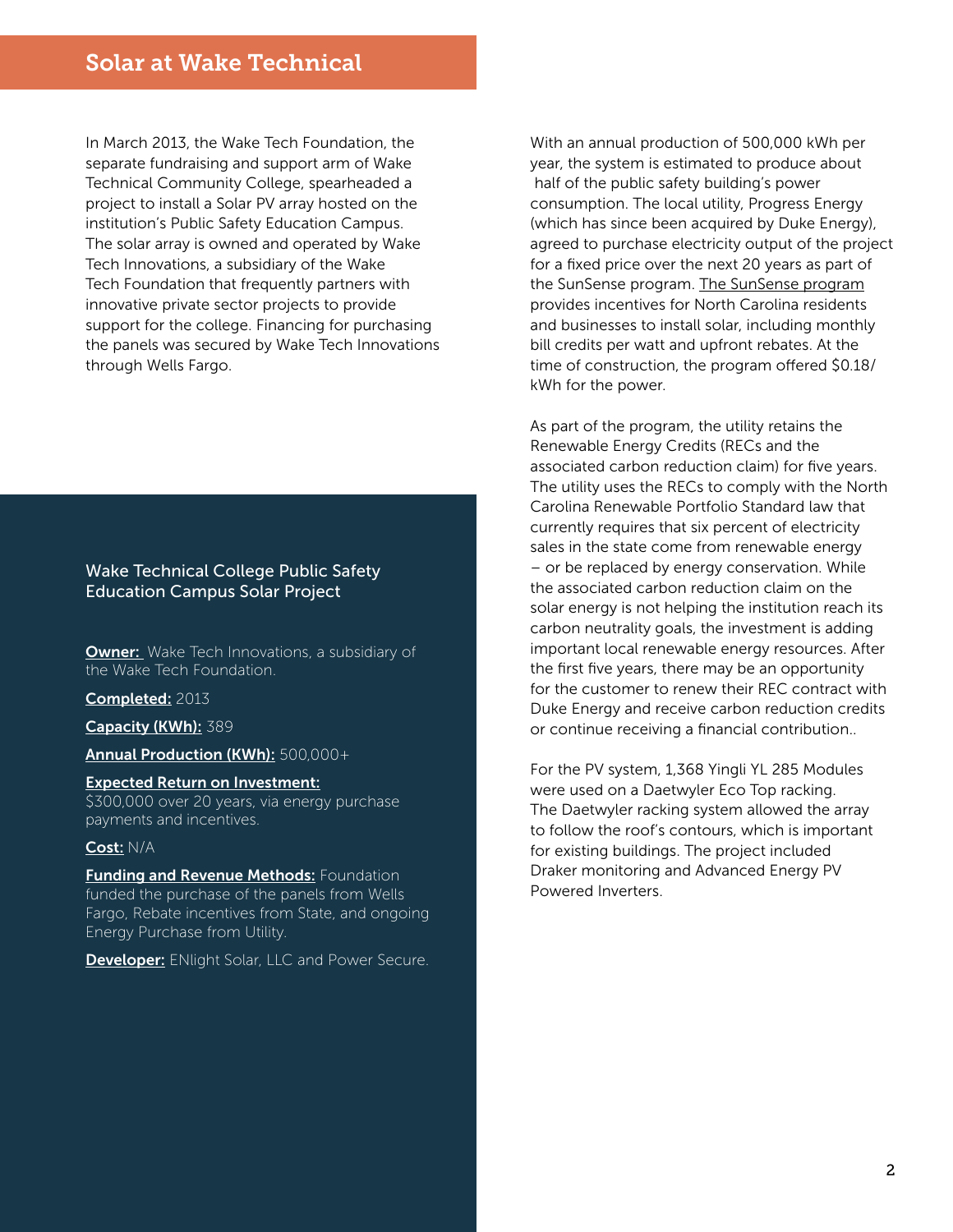# Solar at Wake Technical

In March 2013, the Wake Tech Foundation, the separate fundraising and support arm of Wake Technical Community College, spearheaded a project to install a Solar PV array hosted on the institution's Public Safety Education Campus. The solar array is owned and operated by Wake Tech Innovations, a subsidiary of the Wake Tech Foundation that frequently partners with innovative private sector projects to provide support for the college. Financing for purchasing the panels was secured by Wake Tech Innovations through Wells Fargo.

## Wake Technical College Public Safety Education Campus Solar Project

**Owner:** Wake Tech Innovations, a subsidiary of the Wake Tech Foundation.

**Completed:** 2013

**Capacity (KWh):** 389

**Annual Production (KWh):** 500,000+

**Expected Return on Investment:** $300,000 over 20 years, via energy purchase payments and incentives.

**Cost:** N/A

**Funding and Revenue Methods:** Foundation funded the purchase of the panels from Wells Fargo, Rebate incentives from State, and ongoing Energy Purchase from Utility.

**Developer:** ENlight Solar, LLC and Power Secure.

With an annual production of 500,000 kWh per year, the system is estimated to produce about half of the public safety building's power consumption. The local utility, Progress Energy (which has since been acquired by Duke Energy), agreed to purchase electricity output of the project for a fixed price over the next 20 years as part of the SunSense program. The SunSense program provides incentives for North Carolina residents and businesses to install solar, including monthly bill credits per watt and upfront rebates. At the time of construction, the program offered $0.18/kWh for the power.

As part of the program, the utility retains the Renewable Energy Credits (RECs and the associated carbon reduction claim) for five years. The utility uses the RECs to comply with the North Carolina Renewable Portfolio Standard law that currently requires that six percent of electricity sales in the state come from renewable energy – or be replaced by energy conservation. While the associated carbon reduction claim on the solar energy is not helping the institution reach its carbon neutrality goals, the investment is adding important local renewable energy resources. After the first five years, there may be an opportunity for the customer to renew their REC contract with Duke Energy and receive carbon reduction credits or continue receiving a financial contribution..

For the PV system, 1,368 Yingli YL 285 Modules were used on a Daetwyler Eco Top racking. The Daetwyler racking system allowed the array to follow the roof's contours, which is important for existing buildings. The project included Draker monitoring and Advanced Energy PV Powered Inverters.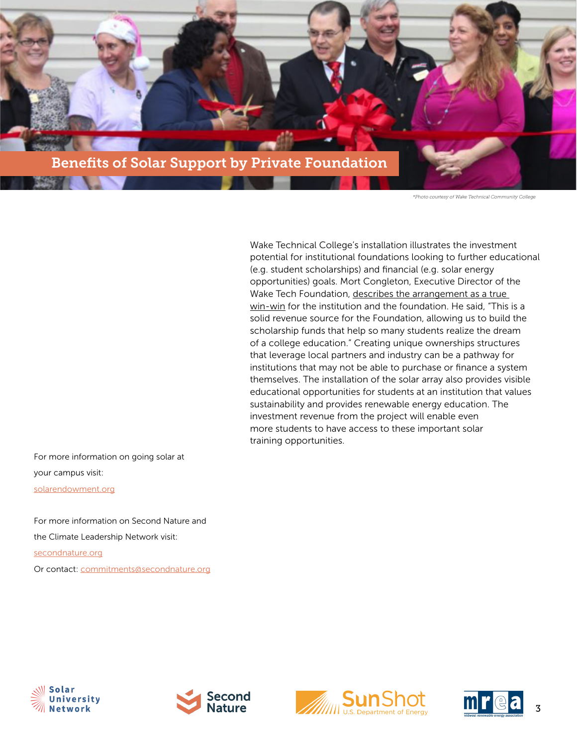## Benefits of Solar Support by Private Foundation

*Photo courtesy of Wake Technical Community College

Wake Technical College's installation illustrates the investment potential for institutional foundations looking to further educational (e.g. student scholarships) and financial (e.g. solar energy opportunities) goals. Mort Congleton, Executive Director of the Wake Tech Foundation, describes the arrangement as a true win-win for the institution and the foundation. He said, "This is a solid revenue source for the Foundation, allowing us to build the scholarship funds that help so many students realize the dream of a college education." Creating unique ownerships structures that leverage local partners and industry can be a pathway for institutions that may not be able to purchase or finance a system themselves. The installation of the solar array also provides visible educational opportunities for students at an institution that values sustainability and provides renewable energy education. The investment revenue from the project will enable even more students to have access to these important solar training opportunities.

For more information on going solar at your campus visit:
solarendowment.org

For more information on Second Nature and the Climate Leadership Network visit:
secondnature.org

Or contact: commitments@secondnature.org

Solar University Network

Second Nature

SunShot U.S. Department of Energy

mrea midwest renewable energy association